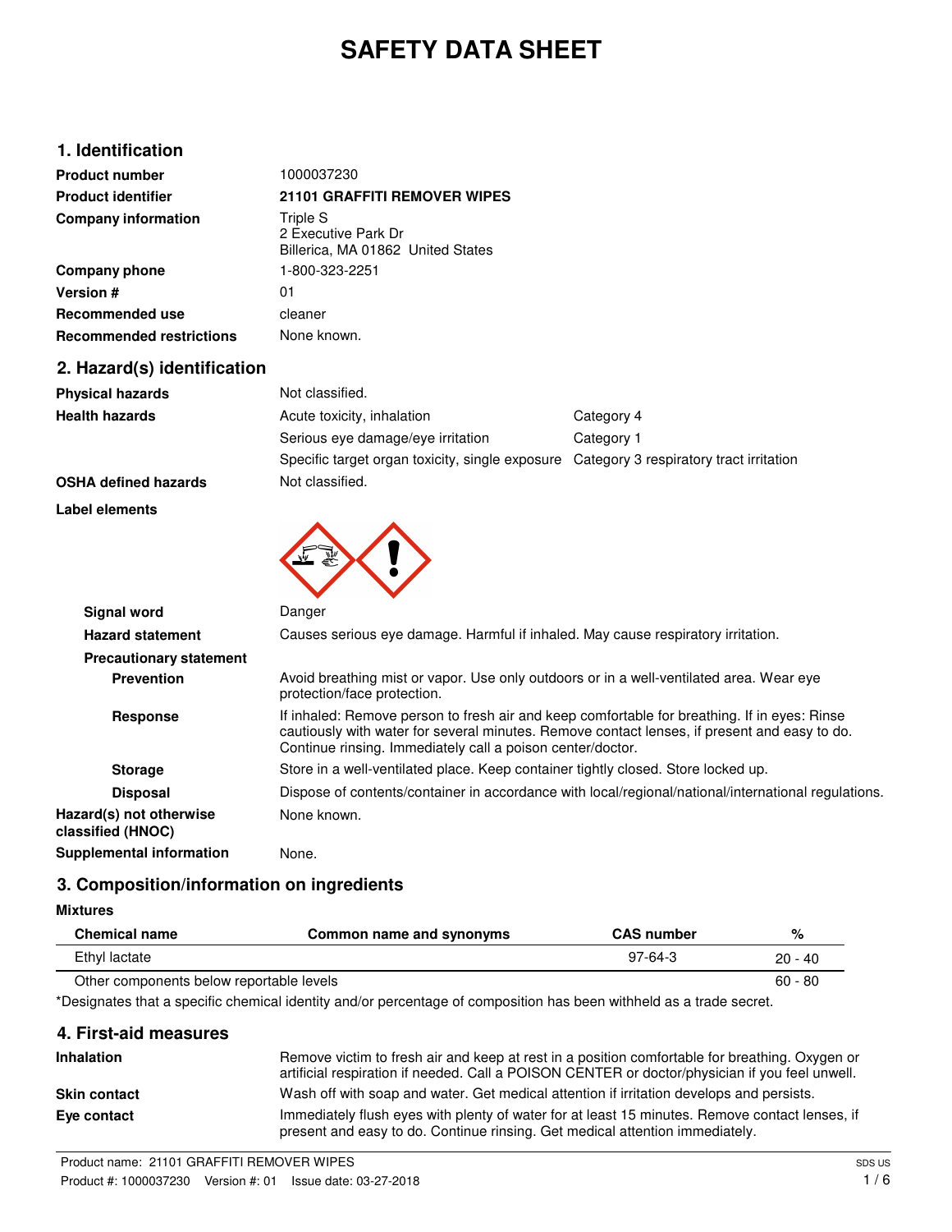# SAFETY DATA SHEET

## 1. Identification

| | |
|---|---|
| **Product number** | 1000037230 |
| **Product identifier** | **21101 GRAFFITI REMOVER WIPES** |
| **Company information** | Triple S<br>2 Executive Park Dr<br>Billerica, MA 01862 United States |
| **Company phone** | 1-800-323-2251 |
| **Version #** | 01 |
| **Recommended use** | cleaner |
| **Recommended restrictions** | None known. |

## 2. Hazard(s) identification

| | | |
|---|---|---|
| **Physical hazards** | Not classified. | |
| **Health hazards** | Acute toxicity, inhalation | Category 4 |
| | Serious eye damage/eye irritation | Category 1 |
| | Specific target organ toxicity, single exposure | Category 3 respiratory tract irritation |
| **OSHA defined hazards** | Not classified. | |

**Label elements**

**Signal word** Danger

**Hazard statement** Causes serious eye damage. Harmful if inhaled. May cause respiratory irritation.

**Precautionary statement**

**Prevention** Avoid breathing mist or vapor. Use only outdoors or in a well-ventilated area. Wear eye protection/face protection.

**Response** If inhaled: Remove person to fresh air and keep comfortable for breathing. If in eyes: Rinse cautiously with water for several minutes. Remove contact lenses, if present and easy to do. Continue rinsing. Immediately call a poison center/doctor.

**Storage** Store in a well-ventilated place. Keep container tightly closed. Store locked up.

**Disposal** Dispose of contents/container in accordance with local/regional/national/international regulations.

**Hazard(s) not otherwise classified (HNOC)** None known.

**Supplemental information** None.

## 3. Composition/information on ingredients

**Mixtures**

| Chemical name | Common name and synonyms | CAS number | % |
|---|---|---|---|
| Ethyl lactate | | 97-64-3 | 20 - 40 |
| Other components below reportable levels | | | 60 - 80 |

*Designates that a specific chemical identity and/or percentage of composition has been withheld as a trade secret.

## 4. First-aid measures

**Inhalation** Remove victim to fresh air and keep at rest in a position comfortable for breathing. Oxygen or artificial respiration if needed. Call a POISON CENTER or doctor/physician if you feel unwell.

**Skin contact** Wash off with soap and water. Get medical attention if irritation develops and persists.

**Eye contact** Immediately flush eyes with plenty of water for at least 15 minutes. Remove contact lenses, if present and easy to do. Continue rinsing. Get medical attention immediately.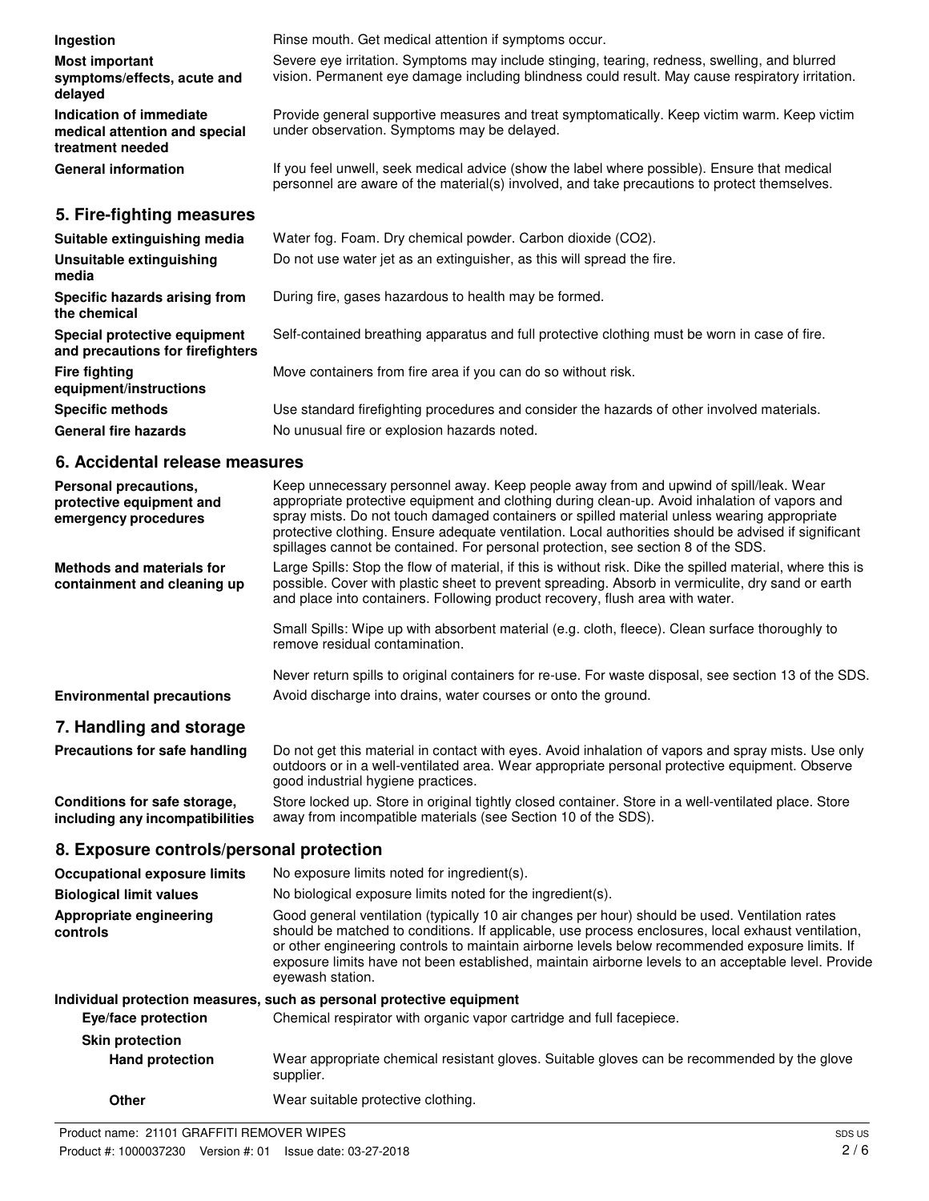**Ingestion** Rinse mouth. Get medical attention if symptoms occur.

**Most important symptoms/effects, acute and delayed** Severe eye irritation. Symptoms may include stinging, tearing, redness, swelling, and blurred vision. Permanent eye damage including blindness could result. May cause respiratory irritation.

**Indication of immediate medical attention and special treatment needed** Provide general supportive measures and treat symptomatically. Keep victim warm. Keep victim under observation. Symptoms may be delayed.

**General information** If you feel unwell, seek medical advice (show the label where possible). Ensure that medical personnel are aware of the material(s) involved, and take precautions to protect themselves.

## 5. Fire-fighting measures

**Suitable extinguishing media** Water fog. Foam. Dry chemical powder. Carbon dioxide ($CO_2$).

**Unsuitable extinguishing media** Do not use water jet as an extinguisher, as this will spread the fire.

**Specific hazards arising from the chemical** During fire, gases hazardous to health may be formed.

**Special protective equipment and precautions for firefighters** Self-contained breathing apparatus and full protective clothing must be worn in case of fire.

**Fire fighting equipment/instructions** Move containers from fire area if you can do so without risk.

**Specific methods** Use standard firefighting procedures and consider the hazards of other involved materials.

**General fire hazards** No unusual fire or explosion hazards noted.

## 6. Accidental release measures

**Personal precautions, protective equipment and emergency procedures** Keep unnecessary personnel away. Keep people away from and upwind of spill/leak. Wear appropriate protective equipment and clothing during clean-up. Avoid inhalation of vapors and spray mists. Do not touch damaged containers or spilled material unless wearing appropriate protective clothing. Ensure adequate ventilation. Local authorities should be advised if significant spillages cannot be contained. For personal protection, see section 8 of the SDS.

**Methods and materials for containment and cleaning up** Large Spills: Stop the flow of material, if this is without risk. Dike the spilled material, where this is possible. Cover with plastic sheet to prevent spreading. Absorb in vermiculite, dry sand or earth and place into containers. Following product recovery, flush area with water.

Small Spills: Wipe up with absorbent material (e.g. cloth, fleece). Clean surface thoroughly to remove residual contamination.

Never return spills to original containers for re-use. For waste disposal, see section 13 of the SDS.

**Environmental precautions** Avoid discharge into drains, water courses or onto the ground.

## 7. Handling and storage

**Precautions for safe handling** Do not get this material in contact with eyes. Avoid inhalation of vapors and spray mists. Use only outdoors or in a well-ventilated area. Wear appropriate personal protective equipment. Observe good industrial hygiene practices.

**Conditions for safe storage, including any incompatibilities** Store locked up. Store in original tightly closed container. Store in a well-ventilated place. Store away from incompatible materials (see Section 10 of the SDS).

## 8. Exposure controls/personal protection

**Occupational exposure limits** No exposure limits noted for ingredient(s).

**Biological limit values** No biological exposure limits noted for the ingredient(s).

**Appropriate engineering controls** Good general ventilation (typically 10 air changes per hour) should be used. Ventilation rates should be matched to conditions. If applicable, use process enclosures, local exhaust ventilation, or other engineering controls to maintain airborne levels below recommended exposure limits. If exposure limits have not been established, maintain airborne levels to an acceptable level. Provide eyewash station.

**Individual protection measures, such as personal protective equipment**

**Eye/face protection** Chemical respirator with organic vapor cartridge and full facepiece.

**Skin protection**

**Hand protection** Wear appropriate chemical resistant gloves. Suitable gloves can be recommended by the glove supplier.

**Other** Wear suitable protective clothing.

Product name: 21101 GRAFFITI REMOVER WIPES
Product #: 1000037230 Version #: 01 Issue date: 03-27-2018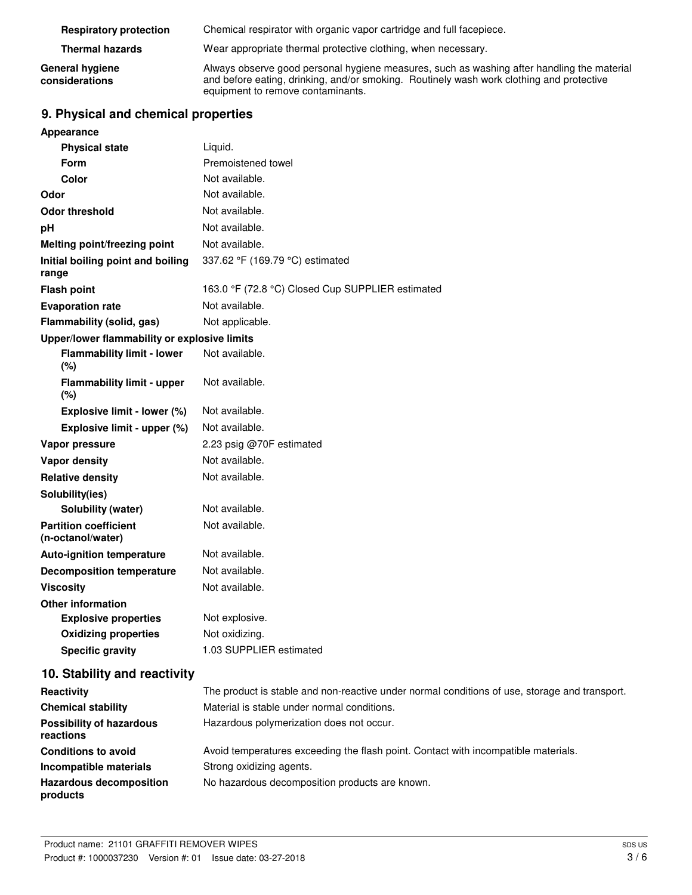| | |
|---|---|
| **Respiratory protection** | Chemical respirator with organic vapor cartridge and full facepiece. |
| **Thermal hazards** | Wear appropriate thermal protective clothing, when necessary. |
| **General hygiene considerations** | Always observe good personal hygiene measures, such as washing after handling the material and before eating, drinking, and/or smoking. Routinely wash work clothing and protective equipment to remove contaminants. |

## 9. Physical and chemical properties

| | |
|---|---|
| **Appearance** | |
| **Physical state** | Liquid. |
| **Form** | Premoistened towel |
| **Color** | Not available. |
| **Odor** | Not available. |
| **Odor threshold** | Not available. |
| **pH** | Not available. |
| **Melting point/freezing point** | Not available. |
| **Initial boiling point and boiling range** | 337.62 °F (169.79 °C) estimated |
| **Flash point** | 163.0 °F (72.8 °C) Closed Cup SUPPLIER estimated |
| **Evaporation rate** | Not available. |
| **Flammability (solid, gas)** | Not applicable. |
| **Upper/lower flammability or explosive limits** | |
| **Flammability limit - lower (%)** | Not available. |
| **Flammability limit - upper (%)** | Not available. |
| **Explosive limit - lower (%)** | Not available. |
| **Explosive limit - upper (%)** | Not available. |
| **Vapor pressure** | 2.23 psig @70F estimated |
| **Vapor density** | Not available. |
| **Relative density** | Not available. |
| **Solubility(ies)** | |
| **Solubility (water)** | Not available. |
| **Partition coefficient (n-octanol/water)** | Not available. |
| **Auto-ignition temperature** | Not available. |
| **Decomposition temperature** | Not available. |
| **Viscosity** | Not available. |
| **Other information** | |
| **Explosive properties** | Not explosive. |
| **Oxidizing properties** | Not oxidizing. |
| **Specific gravity** | 1.03 SUPPLIER estimated |

## 10. Stability and reactivity

| | |
|---|---|
| **Reactivity** | The product is stable and non-reactive under normal conditions of use, storage and transport. |
| **Chemical stability** | Material is stable under normal conditions. |
| **Possibility of hazardous reactions** | Hazardous polymerization does not occur. |
| **Conditions to avoid** | Avoid temperatures exceeding the flash point. Contact with incompatible materials. |
| **Incompatible materials** | Strong oxidizing agents. |
| **Hazardous decomposition products** | No hazardous decomposition products are known. |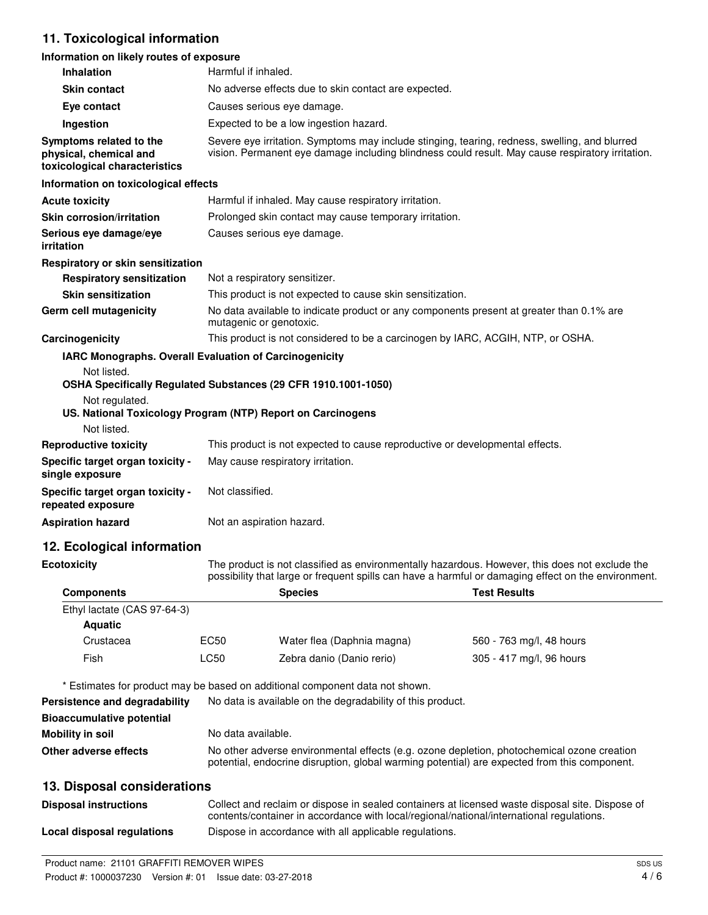## 11. Toxicological information

### Information on likely routes of exposure

| | |
|---|---|
| **Inhalation** | Harmful if inhaled. |
| **Skin contact** | No adverse effects due to skin contact are expected. |
| **Eye contact** | Causes serious eye damage. |
| **Ingestion** | Expected to be a low ingestion hazard. |
| **Symptoms related to the physical, chemical and toxicological characteristics** | Severe eye irritation. Symptoms may include stinging, tearing, redness, swelling, and blurred vision. Permanent eye damage including blindness could result. May cause respiratory irritation. |

### Information on toxicological effects

| | |
|---|---|
| **Acute toxicity** | Harmful if inhaled. May cause respiratory irritation. |
| **Skin corrosion/irritation** | Prolonged skin contact may cause temporary irritation. |
| **Serious eye damage/eye irritation** | Causes serious eye damage. |

**Respiratory or skin sensitization**

| | |
|---|---|
| **Respiratory sensitization** | Not a respiratory sensitizer. |
| **Skin sensitization** | This product is not expected to cause skin sensitization. |
| **Germ cell mutagenicity** | No data available to indicate product or any components present at greater than 0.1% are mutagenic or genotoxic. |
| **Carcinogenicity** | This product is not considered to be a carcinogen by IARC, ACGIH, NTP, or OSHA. |

**IARC Monographs. Overall Evaluation of Carcinogenicity**

Not listed.

**OSHA Specifically Regulated Substances (29 CFR 1910.1001-1050)**

Not regulated.

**US. National Toxicology Program (NTP) Report on Carcinogens**

Not listed.

| | |
|---|---|
| **Reproductive toxicity** | This product is not expected to cause reproductive or developmental effects. |
| **Specific target organ toxicity - single exposure** | May cause respiratory irritation. |
| **Specific target organ toxicity - repeated exposure** | Not classified. |
| **Aspiration hazard** | Not an aspiration hazard. |

## 12. Ecological information

**Ecotoxicity** The product is not classified as environmentally hazardous. However, this does not exclude the possibility that large or frequent spills can have a harmful or damaging effect on the environment.

| Components | | Species | Test Results |
|---|---|---|---|
| Ethyl lactate (CAS 97-64-3) | | | |
| **Aquatic** | | | |
| Crustacea | EC50 | Water flea (Daphnia magna) | 560 - 763 mg/l, 48 hours |
| Fish | LC50 | Zebra danio (Danio rerio) | 305 - 417 mg/l, 96 hours |

\* Estimates for product may be based on additional component data not shown.

| | |
|---|---|
| **Persistence and degradability** | No data is available on the degradability of this product. |
| **Bioaccumulative potential** | |
| **Mobility in soil** | No data available. |
| **Other adverse effects** | No other adverse environmental effects (e.g. ozone depletion, photochemical ozone creation potential, endocrine disruption, global warming potential) are expected from this component. |

## 13. Disposal considerations

| | |
|---|---|
| **Disposal instructions** | Collect and reclaim or dispose in sealed containers at licensed waste disposal site. Dispose of contents/container in accordance with local/regional/national/international regulations. |
| **Local disposal regulations** | Dispose in accordance with all applicable regulations. |

Product name: 21101 GRAFFITI REMOVER WIPES
Product #: 1000037230 Version #: 01 Issue date: 03-27-2018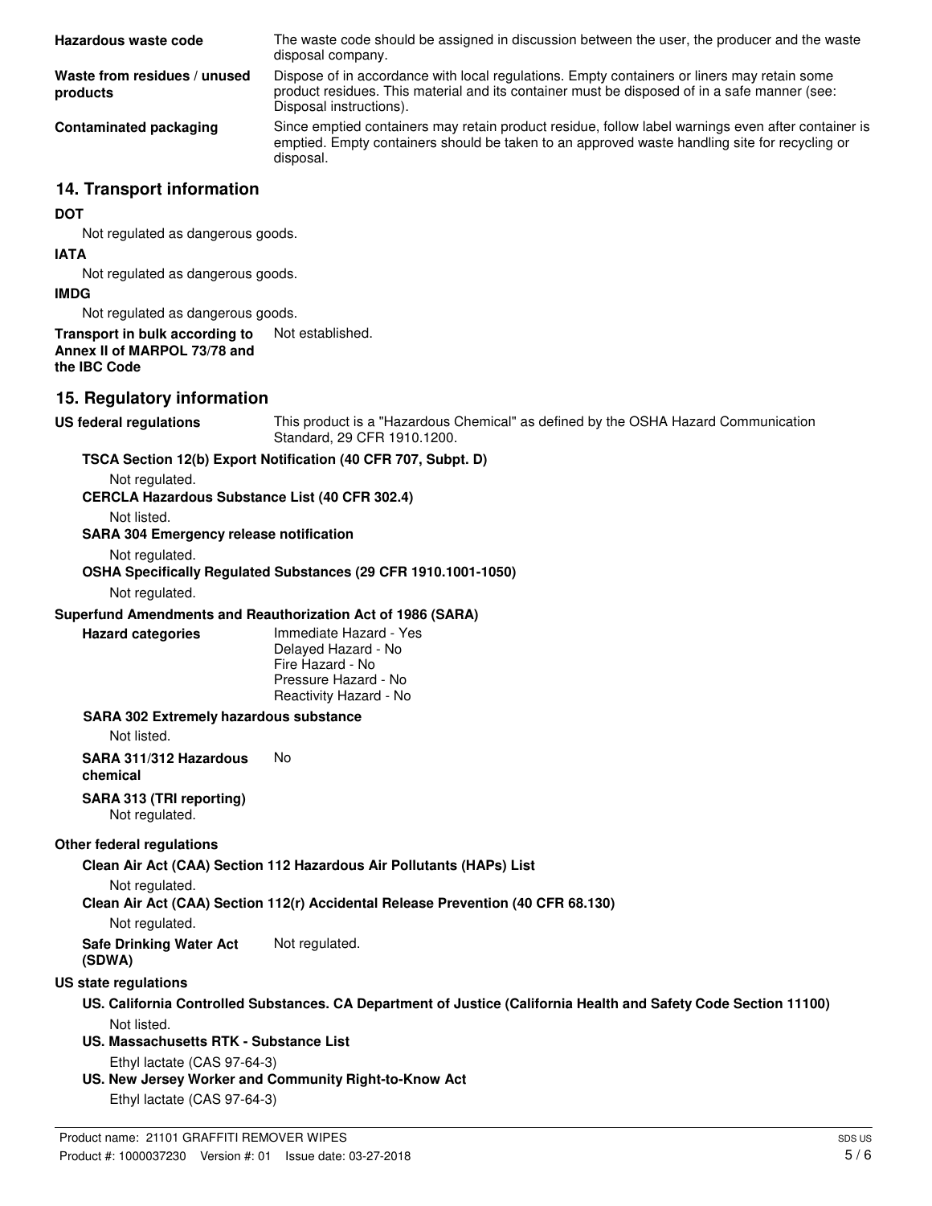| | |
|---|---|
| **Hazardous waste code** | The waste code should be assigned in discussion between the user, the producer and the waste disposal company. |
| **Waste from residues / unused products** | Dispose of in accordance with local regulations. Empty containers or liners may retain some product residues. This material and its container must be disposed of in a safe manner (see: Disposal instructions). |
| **Contaminated packaging** | Since emptied containers may retain product residue, follow label warnings even after container is emptied. Empty containers should be taken to an approved waste handling site for recycling or disposal. |

## 14. Transport information

**DOT**

Not regulated as dangerous goods.

**IATA**

Not regulated as dangerous goods.

**IMDG**

Not regulated as dangerous goods.

**Transport in bulk according to Annex II of MARPOL 73/78 and the IBC Code** Not established.

## 15. Regulatory information

**US federal regulations** This product is a "Hazardous Chemical" as defined by the OSHA Hazard Communication Standard, 29 CFR 1910.1200.

**TSCA Section 12(b) Export Notification (40 CFR 707, Subpt. D)**

Not regulated.

**CERCLA Hazardous Substance List (40 CFR 302.4)**

Not listed.

**SARA 304 Emergency release notification**

Not regulated.

**OSHA Specifically Regulated Substances (29 CFR 1910.1001-1050)**

Not regulated.

**Superfund Amendments and Reauthorization Act of 1986 (SARA)**

**Hazard categories**

Immediate Hazard - Yes
Delayed Hazard - No
Fire Hazard - No
Pressure Hazard - No
Reactivity Hazard - No

**SARA 302 Extremely hazardous substance**

Not listed.

**SARA 311/312 Hazardous chemical** No

**SARA 313 (TRI reporting)**

Not regulated.

**Other federal regulations**

**Clean Air Act (CAA) Section 112 Hazardous Air Pollutants (HAPs) List**

Not regulated.

**Clean Air Act (CAA) Section 112(r) Accidental Release Prevention (40 CFR 68.130)**

Not regulated.

**Safe Drinking Water Act (SDWA)** Not regulated.

**US state regulations**

**US. California Controlled Substances. CA Department of Justice (California Health and Safety Code Section 11100)**

Not listed.

**US. Massachusetts RTK - Substance List**

Ethyl lactate (CAS 97-64-3)

**US. New Jersey Worker and Community Right-to-Know Act**

Ethyl lactate (CAS 97-64-3)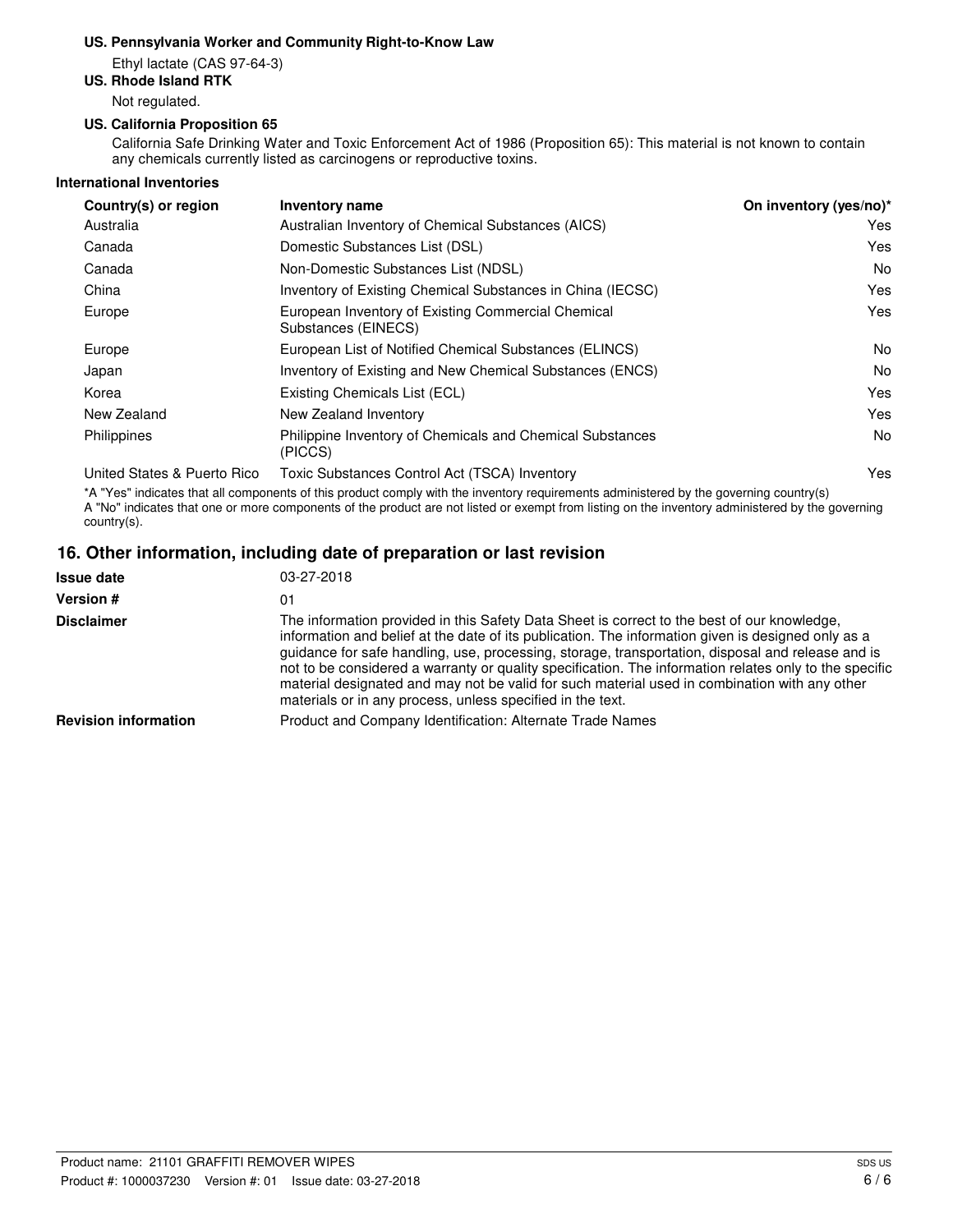**US. Pennsylvania Worker and Community Right-to-Know Law**

Ethyl lactate (CAS 97-64-3)

**US. Rhode Island RTK**

Not regulated.

**US. California Proposition 65**

California Safe Drinking Water and Toxic Enforcement Act of 1986 (Proposition 65): This material is not known to contain any chemicals currently listed as carcinogens or reproductive toxins.

**International Inventories**

| Country(s) or region | Inventory name | On inventory (yes/no)* |
|---|---|---|
| Australia | Australian Inventory of Chemical Substances (AICS) | Yes |
| Canada | Domestic Substances List (DSL) | Yes |
| Canada | Non-Domestic Substances List (NDSL) | No |
| China | Inventory of Existing Chemical Substances in China (IECSC) | Yes |
| Europe | European Inventory of Existing Commercial Chemical Substances (EINECS) | Yes |
| Europe | European List of Notified Chemical Substances (ELINCS) | No |
| Japan | Inventory of Existing and New Chemical Substances (ENCS) | No |
| Korea | Existing Chemicals List (ECL) | Yes |
| New Zealand | New Zealand Inventory | Yes |
| Philippines | Philippine Inventory of Chemicals and Chemical Substances (PICCS) | No |
| United States & Puerto Rico | Toxic Substances Control Act (TSCA) Inventory | Yes |

*A "Yes" indicates that all components of this product comply with the inventory requirements administered by the governing country(s)
A "No" indicates that one or more components of the product are not listed or exempt from listing on the inventory administered by the governing country(s).

## 16. Other information, including date of preparation or last revision

**Issue date** 03-27-2018

**Version #** 01

**Disclaimer** The information provided in this Safety Data Sheet is correct to the best of our knowledge, information and belief at the date of its publication. The information given is designed only as a guidance for safe handling, use, processing, storage, transportation, disposal and release and is not to be considered a warranty or quality specification. The information relates only to the specific material designated and may not be valid for such material used in combination with any other materials or in any process, unless specified in the text.

**Revision information** Product and Company Identification: Alternate Trade Names